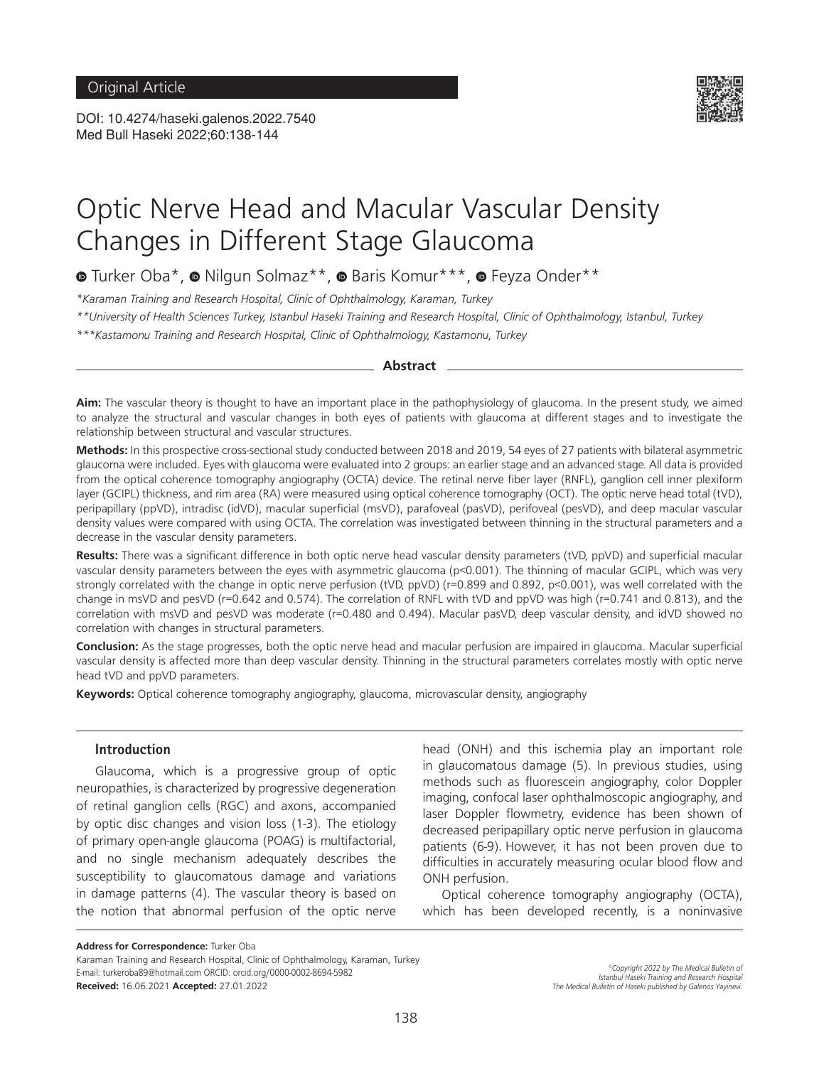Original Article

DOI: 10.4274/haseki.galenos.2022.7540
Med Bull Haseki 2022;60:138-144

# Optic Nerve Head and Macular Vascular Density Changes in Different Stage Glaucoma

Turker Oba*, Nilgun Solmaz**, Baris Komur***, Feyza Onder**

*Karaman Training and Research Hospital, Clinic of Ophthalmology, Karaman, Turkey

**University of Health Sciences Turkey, Istanbul Haseki Training and Research Hospital, Clinic of Ophthalmology, Istanbul, Turkey

***Kastamonu Training and Research Hospital, Clinic of Ophthalmology, Kastamonu, Turkey

## Abstract

**Aim:** The vascular theory is thought to have an important place in the pathophysiology of glaucoma. In the present study, we aimed to analyze the structural and vascular changes in both eyes of patients with glaucoma at different stages and to investigate the relationship between structural and vascular structures.

**Methods:** In this prospective cross-sectional study conducted between 2018 and 2019, 54 eyes of 27 patients with bilateral asymmetric glaucoma were included. Eyes with glaucoma were evaluated into 2 groups: an earlier stage and an advanced stage. All data is provided from the optical coherence tomography angiography (OCTA) device. The retinal nerve fiber layer (RNFL), ganglion cell inner plexiform layer (GCIPL) thickness, and rim area (RA) were measured using optical coherence tomography (OCT). The optic nerve head total (tVD), peripapillary (ppVD), intradisc (idVD), macular superficial (msVD), parafoveal (pasVD), perifoveal (pesVD), and deep macular vascular density values were compared with using OCTA. The correlation was investigated between thinning in the structural parameters and a decrease in the vascular density parameters.

**Results:** There was a significant difference in both optic nerve head vascular density parameters (tVD, ppVD) and superficial macular vascular density parameters between the eyes with asymmetric glaucoma ($p<0.001$). The thinning of macular GCIPL, which was very strongly correlated with the change in optic nerve perfusion (tVD, ppVD) ($r=0.899$ and $0.892$, $p<0.001$), was well correlated with the change in msVD and pesVD ($r=0.642$ and $0.574$). The correlation of RNFL with tVD and ppVD was high ($r=0.741$ and $0.813$), and the correlation with msVD and pesVD was moderate ($r=0.480$ and $0.494$). Macular pasVD, deep vascular density, and idVD showed no correlation with changes in structural parameters.

**Conclusion:** As the stage progresses, both the optic nerve head and macular perfusion are impaired in glaucoma. Macular superficial vascular density is affected more than deep vascular density. Thinning in the structural parameters correlates mostly with optic nerve head tVD and ppVD parameters.

**Keywords:** Optical coherence tomography angiography, glaucoma, microvascular density, angiography

## Introduction

Glaucoma, which is a progressive group of optic neuropathies, is characterized by progressive degeneration of retinal ganglion cells (RGC) and axons, accompanied by optic disc changes and vision loss (1-3). The etiology of primary open-angle glaucoma (POAG) is multifactorial, and no single mechanism adequately describes the susceptibility to glaucomatous damage and variations in damage patterns (4). The vascular theory is based on the notion that abnormal perfusion of the optic nerve head (ONH) and this ischemia play an important role in glaucomatous damage (5). In previous studies, using methods such as fluorescein angiography, color Doppler imaging, confocal laser ophthalmoscopic angiography, and laser Doppler flowmetry, evidence has been shown of decreased peripapillary optic nerve perfusion in glaucoma patients (6-9). However, it has not been proven due to difficulties in accurately measuring ocular blood flow and ONH perfusion.

Optical coherence tomography angiography (OCTA), which has been developed recently, is a noninvasive

**Address for Correspondence:** Turker Oba
Karaman Training and Research Hospital, Clinic of Ophthalmology, Karaman, Turkey
E-mail: turkeroba89@hotmail.com ORCID: orcid.org/0000-0002-8694-5982
**Received:** 16.06.2021 **Accepted:** 27.01.2022

©Copyright 2022 by The Medical Bulletin of Istanbul Haseki Training and Research Hospital
The Medical Bulletin of Haseki published by Galenos Yayinevi.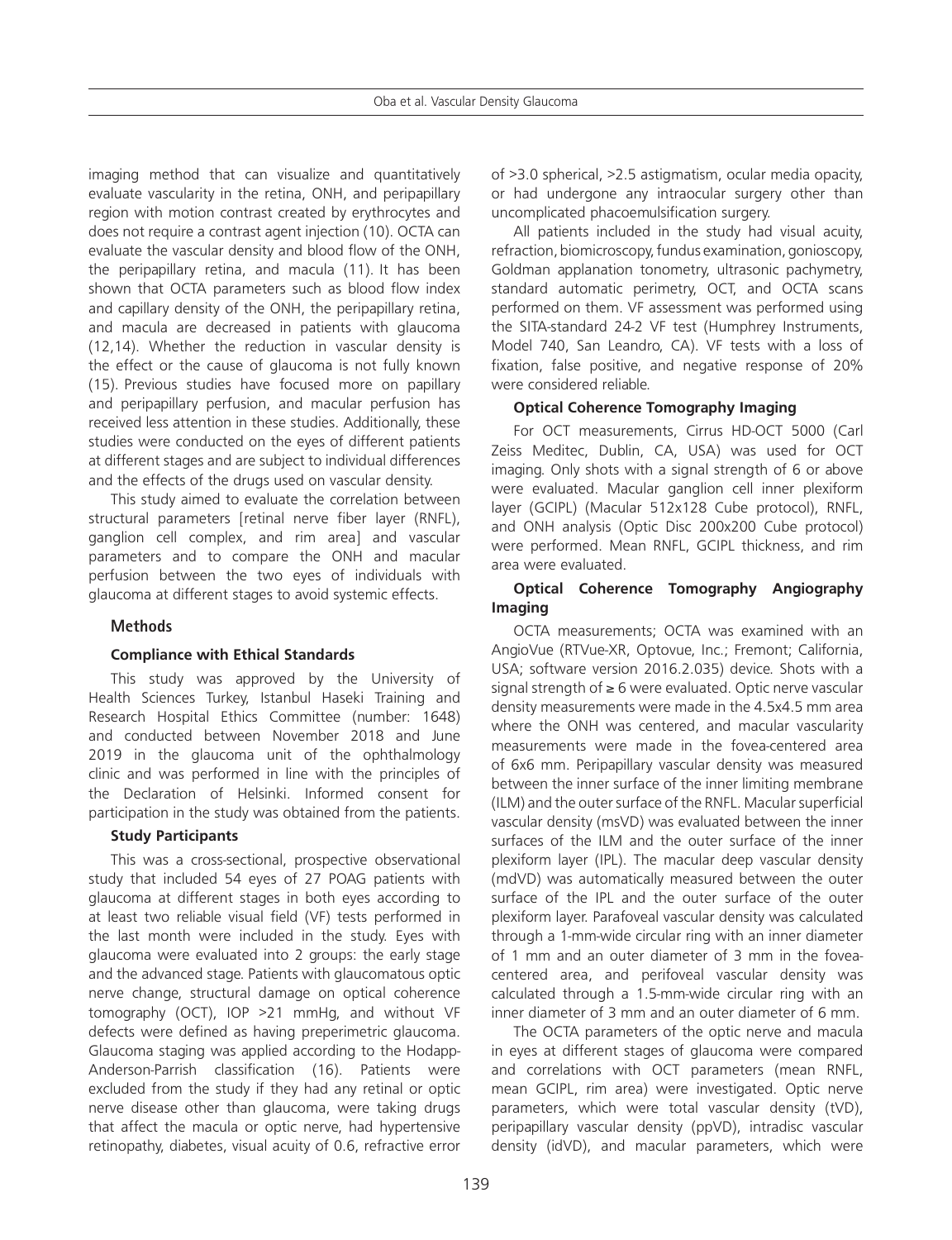imaging method that can visualize and quantitatively evaluate vascularity in the retina, ONH, and peripapillary region with motion contrast created by erythrocytes and does not require a contrast agent injection (10). OCTA can evaluate the vascular density and blood flow of the ONH, the peripapillary retina, and macula (11). It has been shown that OCTA parameters such as blood flow index and capillary density of the ONH, the peripapillary retina, and macula are decreased in patients with glaucoma (12,14). Whether the reduction in vascular density is the effect or the cause of glaucoma is not fully known (15). Previous studies have focused more on papillary and peripapillary perfusion, and macular perfusion has received less attention in these studies. Additionally, these studies were conducted on the eyes of different patients at different stages and are subject to individual differences and the effects of the drugs used on vascular density.

This study aimed to evaluate the correlation between structural parameters [retinal nerve fiber layer (RNFL), ganglion cell complex, and rim area] and vascular parameters and to compare the ONH and macular perfusion between the two eyes of individuals with glaucoma at different stages to avoid systemic effects.

## Methods

### Compliance with Ethical Standards

This study was approved by the University of Health Sciences Turkey, Istanbul Haseki Training and Research Hospital Ethics Committee (number: 1648) and conducted between November 2018 and June 2019 in the glaucoma unit of the ophthalmology clinic and was performed in line with the principles of the Declaration of Helsinki. Informed consent for participation in the study was obtained from the patients.

### Study Participants

This was a cross-sectional, prospective observational study that included 54 eyes of 27 POAG patients with glaucoma at different stages in both eyes according to at least two reliable visual field (VF) tests performed in the last month were included in the study. Eyes with glaucoma were evaluated into 2 groups: the early stage and the advanced stage. Patients with glaucomatous optic nerve change, structural damage on optical coherence tomography (OCT), IOP >21 mmHg, and without VF defects were defined as having preperimetric glaucoma. Glaucoma staging was applied according to the Hodapp-Anderson-Parrish classification (16). Patients were excluded from the study if they had any retinal or optic nerve disease other than glaucoma, were taking drugs that affect the macula or optic nerve, had hypertensive retinopathy, diabetes, visual acuity of 0.6, refractive error of >3.0 spherical, >2.5 astigmatism, ocular media opacity, or had undergone any intraocular surgery other than uncomplicated phacoemulsification surgery.

All patients included in the study had visual acuity, refraction, biomicroscopy, fundus examination, gonioscopy, Goldman applanation tonometry, ultrasonic pachymetry, standard automatic perimetry, OCT, and OCTA scans performed on them. VF assessment was performed using the SITA-standard 24-2 VF test (Humphrey Instruments, Model 740, San Leandro, CA). VF tests with a loss of fixation, false positive, and negative response of 20% were considered reliable.

### Optical Coherence Tomography Imaging

For OCT measurements, Cirrus HD-OCT 5000 (Carl Zeiss Meditec, Dublin, CA, USA) was used for OCT imaging. Only shots with a signal strength of 6 or above were evaluated. Macular ganglion cell inner plexiform layer (GCIPL) (Macular 512x128 Cube protocol), RNFL, and ONH analysis (Optic Disc 200x200 Cube protocol) were performed. Mean RNFL, GCIPL thickness, and rim area were evaluated.

### Optical Coherence Tomography Angiography Imaging

OCTA measurements; OCTA was examined with an AngioVue (RTVue-XR, Optovue, Inc.; Fremont; California, USA; software version 2016.2.035) device. Shots with a signal strength of ≥ 6 were evaluated. Optic nerve vascular density measurements were made in the 4.5x4.5 mm area where the ONH was centered, and macular vascularity measurements were made in the fovea-centered area of 6x6 mm. Peripapillary vascular density was measured between the inner surface of the inner limiting membrane (ILM) and the outer surface of the RNFL. Macular superficial vascular density (msVD) was evaluated between the inner surfaces of the ILM and the outer surface of the inner plexiform layer (IPL). The macular deep vascular density (mdVD) was automatically measured between the outer surface of the IPL and the outer surface of the outer plexiform layer. Parafoveal vascular density was calculated through a 1-mm-wide circular ring with an inner diameter of 1 mm and an outer diameter of 3 mm in the fovea-centered area, and perifoveal vascular density was calculated through a 1.5-mm-wide circular ring with an inner diameter of 3 mm and an outer diameter of 6 mm.

The OCTA parameters of the optic nerve and macula in eyes at different stages of glaucoma were compared and correlations with OCT parameters (mean RNFL, mean GCIPL, rim area) were investigated. Optic nerve parameters, which were total vascular density (tVD), peripapillary vascular density (ppVD), intradisc vascular density (idVD), and macular parameters, which were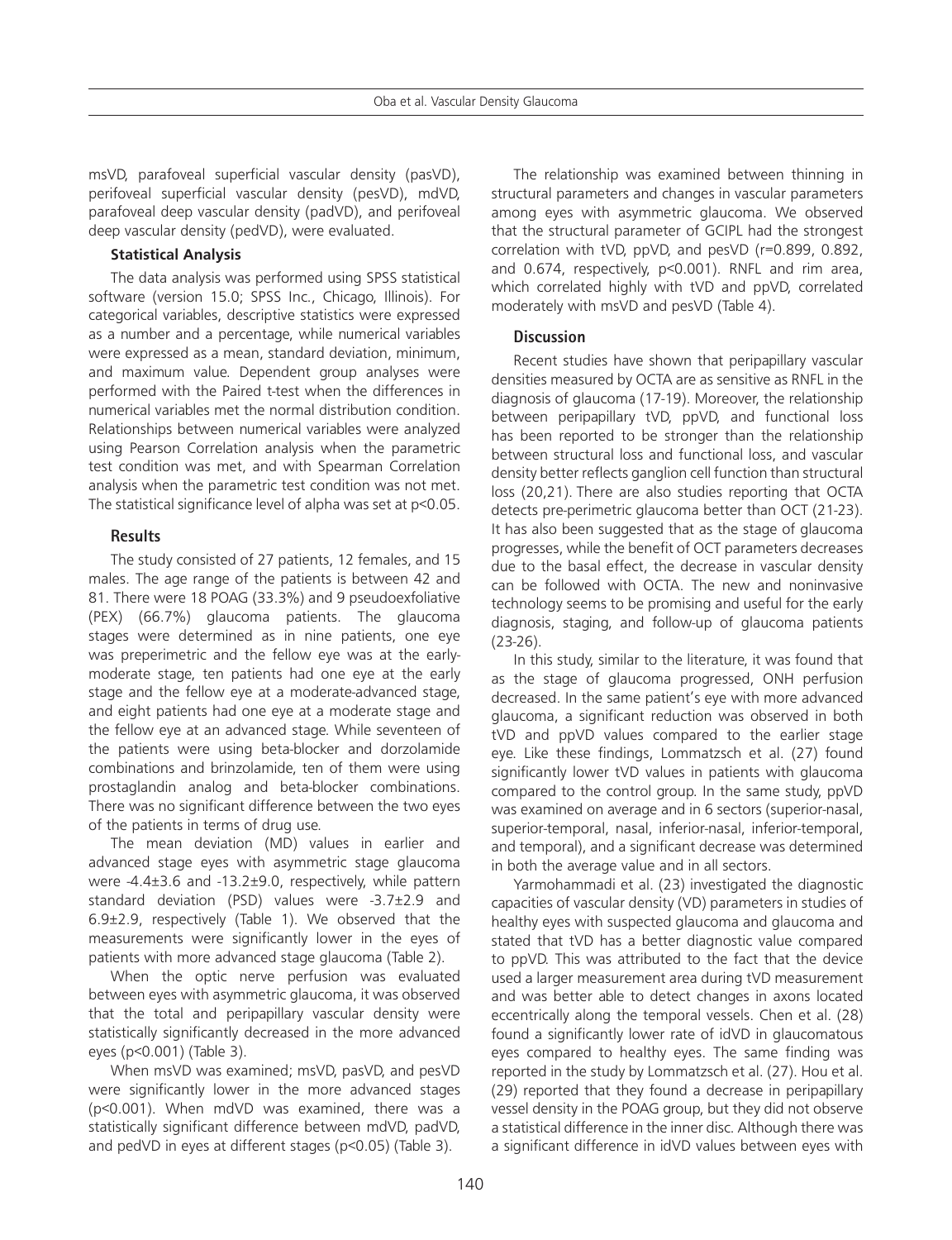msVD, parafoveal superficial vascular density (pasVD), perifoveal superficial vascular density (pesVD), mdVD, parafoveal deep vascular density (padVD), and perifoveal deep vascular density (pedVD), were evaluated.

### Statistical Analysis

The data analysis was performed using SPSS statistical software (version 15.0; SPSS Inc., Chicago, Illinois). For categorical variables, descriptive statistics were expressed as a number and a percentage, while numerical variables were expressed as a mean, standard deviation, minimum, and maximum value. Dependent group analyses were performed with the Paired t-test when the differences in numerical variables met the normal distribution condition. Relationships between numerical variables were analyzed using Pearson Correlation analysis when the parametric test condition was met, and with Spearman Correlation analysis when the parametric test condition was not met. The statistical significance level of alpha was set at $p<0.05$.

## Results

The study consisted of 27 patients, 12 females, and 15 males. The age range of the patients is between 42 and 81. There were 18 POAG (33.3%) and 9 pseudoexfoliative (PEX) (66.7%) glaucoma patients. The glaucoma stages were determined as in nine patients, one eye was preperimetric and the fellow eye was at the early-moderate stage, ten patients had one eye at the early stage and the fellow eye at a moderate-advanced stage, and eight patients had one eye at a moderate stage and the fellow eye at an advanced stage. While seventeen of the patients were using beta-blocker and dorzolamide combinations and brinzolamide, ten of them were using prostaglandin analog and beta-blocker combinations. There was no significant difference between the two eyes of the patients in terms of drug use.

The mean deviation (MD) values in earlier and advanced stage eyes with asymmetric stage glaucoma were -4.4±3.6 and -13.2±9.0, respectively, while pattern standard deviation (PSD) values were -3.7±2.9 and 6.9±2.9, respectively (Table 1). We observed that the measurements were significantly lower in the eyes of patients with more advanced stage glaucoma (Table 2).

When the optic nerve perfusion was evaluated between eyes with asymmetric glaucoma, it was observed that the total and peripapillary vascular density were statistically significantly decreased in the more advanced eyes ($p<0.001$) (Table 3).

When msVD was examined; msVD, pasVD, and pesVD were significantly lower in the more advanced stages ($p<0.001$). When mdVD was examined, there was a statistically significant difference between mdVD, padVD, and pedVD in eyes at different stages ($p<0.05$) (Table 3).

The relationship was examined between thinning in structural parameters and changes in vascular parameters among eyes with asymmetric glaucoma. We observed that the structural parameter of GCIPL had the strongest correlation with tVD, ppVD, and pesVD ($r=0.899$, $0.892$, and $0.674$, respectively, $p<0.001$). RNFL and rim area, which correlated highly with tVD and ppVD, correlated moderately with msVD and pesVD (Table 4).

## Discussion

Recent studies have shown that peripapillary vascular densities measured by OCTA are as sensitive as RNFL in the diagnosis of glaucoma (17-19). Moreover, the relationship between peripapillary tVD, ppVD, and functional loss has been reported to be stronger than the relationship between structural loss and functional loss, and vascular density better reflects ganglion cell function than structural loss (20,21). There are also studies reporting that OCTA detects pre-perimetric glaucoma better than OCT (21-23). It has also been suggested that as the stage of glaucoma progresses, while the benefit of OCT parameters decreases due to the basal effect, the decrease in vascular density can be followed with OCTA. The new and noninvasive technology seems to be promising and useful for the early diagnosis, staging, and follow-up of glaucoma patients (23-26).

In this study, similar to the literature, it was found that as the stage of glaucoma progressed, ONH perfusion decreased. In the same patient's eye with more advanced glaucoma, a significant reduction was observed in both tVD and ppVD values compared to the earlier stage eye. Like these findings, Lommatzsch et al. (27) found significantly lower tVD values in patients with glaucoma compared to the control group. In the same study, ppVD was examined on average and in 6 sectors (superior-nasal, superior-temporal, nasal, inferior-nasal, inferior-temporal, and temporal), and a significant decrease was determined in both the average value and in all sectors.

Yarmohammadi et al. (23) investigated the diagnostic capacities of vascular density (VD) parameters in studies of healthy eyes with suspected glaucoma and glaucoma and stated that tVD has a better diagnostic value compared to ppVD. This was attributed to the fact that the device used a larger measurement area during tVD measurement and was better able to detect changes in axons located eccentrically along the temporal vessels. Chen et al. (28) found a significantly lower rate of idVD in glaucomatous eyes compared to healthy eyes. The same finding was reported in the study by Lommatzsch et al. (27). Hou et al. (29) reported that they found a decrease in peripapillary vessel density in the POAG group, but they did not observe a statistical difference in the inner disc. Although there was a significant difference in idVD values between eyes with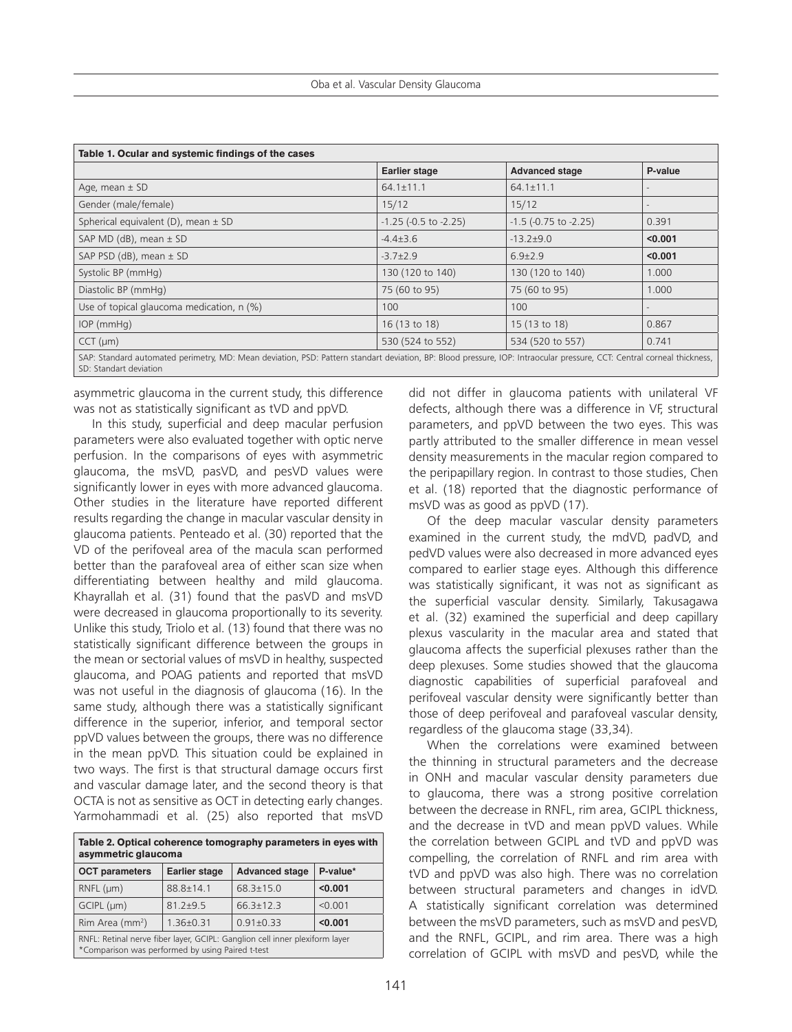**Table 1. Ocular and systemic findings of the cases**

| | Earlier stage | Advanced stage | P-value |
|---|---|---|---|
| Age, mean ± SD | 64.1±11.1 | 64.1±11.1 | - |
| Gender (male/female) | 15/12 | 15/12 | - |
| Spherical equivalent (D), mean ± SD | -1.25 (-0.5 to -2.25) | -1.5 (-0.75 to -2.25) | 0.391 |
| SAP MD (dB), mean ± SD | -4.4±3.6 | -13.2±9.0 | **<0.001** |
| SAP PSD (dB), mean ± SD | -3.7±2.9 | 6.9±2.9 | **<0.001** |
| Systolic BP (mmHg) | 130 (120 to 140) | 130 (120 to 140) | 1.000 |
| Diastolic BP (mmHg) | 75 (60 to 95) | 75 (60 to 95) | 1.000 |
| Use of topical glaucoma medication, n (%) | 100 | 100 | - |
| IOP (mmHg) | 16 (13 to 18) | 15 (13 to 18) | 0.867 |
| CCT (μm) | 530 (524 to 552) | 534 (520 to 557) | 0.741 |

SAP: Standard automated perimetry, MD: Mean deviation, PSD: Pattern standart deviation, BP: Blood pressure, IOP: Intraocular pressure, CCT: Central corneal thickness, SD: Standart deviation

asymmetric glaucoma in the current study, this difference was not as statistically significant as tVD and ppVD.

In this study, superficial and deep macular perfusion parameters were also evaluated together with optic nerve perfusion. In the comparisons of eyes with asymmetric glaucoma, the msVD, pasVD, and pesVD values were significantly lower in eyes with more advanced glaucoma. Other studies in the literature have reported different results regarding the change in macular vascular density in glaucoma patients. Penteado et al. (30) reported that the VD of the perifoveal area of the macula scan performed better than the parafoveal area of either scan size when differentiating between healthy and mild glaucoma. Khayrallah et al. (31) found that the pasVD and msVD were decreased in glaucoma proportionally to its severity. Unlike this study, Triolo et al. (13) found that there was no statistically significant difference between the groups in the mean or sectorial values of msVD in healthy, suspected glaucoma, and POAG patients and reported that msVD was not useful in the diagnosis of glaucoma (16). In the same study, although there was a statistically significant difference in the superior, inferior, and temporal sector ppVD values between the groups, there was no difference in the mean ppVD. This situation could be explained in two ways. The first is that structural damage occurs first and vascular damage later, and the second theory is that OCTA is not as sensitive as OCT in detecting early changes. Yarmohammadi et al. (25) also reported that msVD did not differ in glaucoma patients with unilateral VF defects, although there was a difference in VF, structural parameters, and ppVD between the two eyes. This was partly attributed to the smaller difference in mean vessel density measurements in the macular region compared to the peripapillary region. In contrast to those studies, Chen et al. (18) reported that the diagnostic performance of msVD was as good as ppVD (17).

**Table 2. Optical coherence tomography parameters in eyes with asymmetric glaucoma**

| OCT parameters | Earlier stage | Advanced stage | P-value* |
|---|---|---|---|
| RNFL (μm) | 88.8±14.1 | 68.3±15.0 | **<0.001** |
| GCIPL (μm) | 81.2±9.5 | 66.3±12.3 | <0.001 |
| Rim Area (mm²) | 1.36±0.31 | 0.91±0.33 | **<0.001** |

RNFL: Retinal nerve fiber layer, GCIPL: Ganglion cell inner plexiform layer
*Comparison was performed by using Paired t-test

Of the deep macular vascular density parameters examined in the current study, the mdVD, padVD, and pedVD values were also decreased in more advanced eyes compared to earlier stage eyes. Although this difference was statistically significant, it was not as significant as the superficial vascular density. Similarly, Takusagawa et al. (32) examined the superficial and deep capillary plexus vascularity in the macular area and stated that glaucoma affects the superficial plexuses rather than the deep plexuses. Some studies showed that the glaucoma diagnostic capabilities of superficial parafoveal and perifoveal vascular density were significantly better than those of deep perifoveal and parafoveal vascular density, regardless of the glaucoma stage (33,34).

When the correlations were examined between the thinning in structural parameters and the decrease in ONH and macular vascular density parameters due to glaucoma, there was a strong positive correlation between the decrease in RNFL, rim area, GCIPL thickness, and the decrease in tVD and mean ppVD values. While the correlation between GCIPL and tVD and ppVD was compelling, the correlation of RNFL and rim area with tVD and ppVD was also high. There was no correlation between structural parameters and changes in idVD. A statistically significant correlation was determined between the msVD parameters, such as msVD and pesVD, and the RNFL, GCIPL, and rim area. There was a high correlation of GCIPL with msVD and pesVD, while the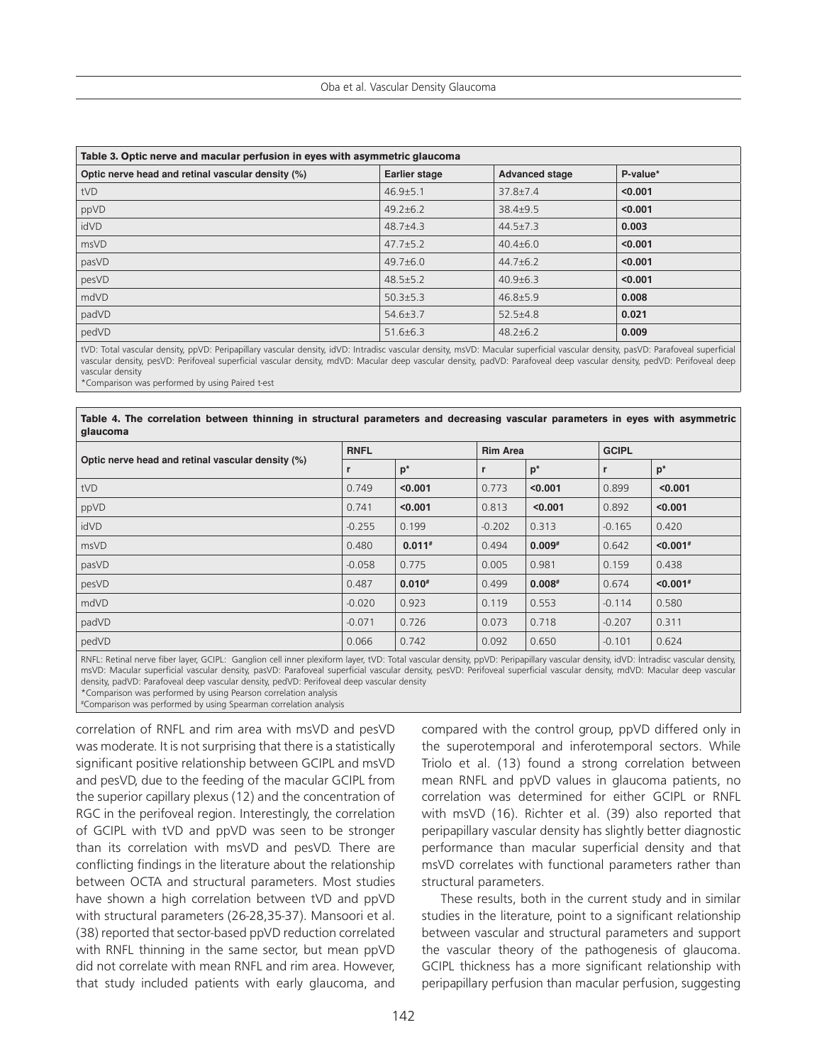**Table 3. Optic nerve and macular perfusion in eyes with asymmetric glaucoma**

| Optic nerve head and retinal vascular density (%) | Earlier stage | Advanced stage | P-value* |
|---|---|---|---|
| tVD | 46.9±5.1 | 37.8±7.4 | **<0.001** |
| ppVD | 49.2±6.2 | 38.4±9.5 | **<0.001** |
| idVD | 48.7±4.3 | 44.5±7.3 | **0.003** |
| msVD | 47.7±5.2 | 40.4±6.0 | **<0.001** |
| pasVD | 49.7±6.0 | 44.7±6.2 | **<0.001** |
| pesVD | 48.5±5.2 | 40.9±6.3 | **<0.001** |
| mdVD | 50.3±5.3 | 46.8±5.9 | **0.008** |
| padVD | 54.6±3.7 | 52.5±4.8 | **0.021** |
| pedVD | 51.6±6.3 | 48.2±6.2 | **0.009** |

tVD: Total vascular density, ppVD: Peripapillary vascular density, idVD: Intradisc vascular density, msVD: Macular superficial vascular density, pasVD: Parafoveal superficial vascular density, pesVD: Perifoveal superficial vascular density, mdVD: Macular deep vascular density, padVD: Parafoveal deep vascular density, pedVD: Perifoveal deep vascular density

*Comparison was performed by using Paired t-test

**Table 4. The correlation between thinning in structural parameters and decreasing vascular parameters in eyes with asymmetric glaucoma**

| Optic nerve head and retinal vascular density (%) | RNFL | | Rim Area | | GCIPL | |
|---|---|---|---|---|---|---|
| | r | p* | r | p* | r | p* |
| tVD | 0.749 | **<0.001** | 0.773 | **<0.001** | 0.899 | **<0.001** |
| ppVD | 0.741 | **<0.001** | 0.813 | **<0.001** | 0.892 | **<0.001** |
| idVD | -0.255 | 0.199 | -0.202 | 0.313 | -0.165 | 0.420 |
| msVD | 0.480 | **0.011#** | 0.494 | **0.009#** | 0.642 | **<0.001#** |
| pasVD | -0.058 | 0.775 | 0.005 | 0.981 | 0.159 | 0.438 |
| pesVD | 0.487 | **0.010#** | 0.499 | **0.008#** | 0.674 | **<0.001#** |
| mdVD | -0.020 | 0.923 | 0.119 | 0.553 | -0.114 | 0.580 |
| padVD | -0.071 | 0.726 | 0.073 | 0.718 | -0.207 | 0.311 |
| pedVD | 0.066 | 0.742 | 0.092 | 0.650 | -0.101 | 0.624 |

RNFL: Retinal nerve fiber layer, GCIPL: Ganglion cell inner plexiform layer, tVD: Total vascular density, ppVD: Peripapillary vascular density, idVD: İntradisc vascular density, msVD: Macular superficial vascular density, pasVD: Parafoveal superficial vascular density, pesVD: Perifoveal superficial vascular density, mdVD: Macular deep vascular density, padVD: Parafoveal deep vascular density, pedVD: Perifoveal deep vascular density

*Comparison was performed by using Pearson correlation analysis

#Comparison was performed by using Spearman correlation analysis

correlation of RNFL and rim area with msVD and pesVD was moderate. It is not surprising that there is a statistically significant positive relationship between GCIPL and msVD and pesVD, due to the feeding of the macular GCIPL from the superior capillary plexus (12) and the concentration of RGC in the perifoveal region. Interestingly, the correlation of GCIPL with tVD and ppVD was seen to be stronger than its correlation with msVD and pesVD. There are conflicting findings in the literature about the relationship between OCTA and structural parameters. Most studies have shown a high correlation between tVD and ppVD with structural parameters (26-28,35-37). Mansoori et al. (38) reported that sector-based ppVD reduction correlated with RNFL thinning in the same sector, but mean ppVD did not correlate with mean RNFL and rim area. However, that study included patients with early glaucoma, and compared with the control group, ppVD differed only in the superotemporal and inferotemporal sectors. While Triolo et al. (13) found a strong correlation between mean RNFL and ppVD values in glaucoma patients, no correlation was determined for either GCIPL or RNFL with msVD (16). Richter et al. (39) also reported that peripapillary vascular density has slightly better diagnostic performance than macular superficial density and that msVD correlates with functional parameters rather than structural parameters.

These results, both in the current study and in similar studies in the literature, point to a significant relationship between vascular and structural parameters and support the vascular theory of the pathogenesis of glaucoma. GCIPL thickness has a more significant relationship with peripapillary perfusion than macular perfusion, suggesting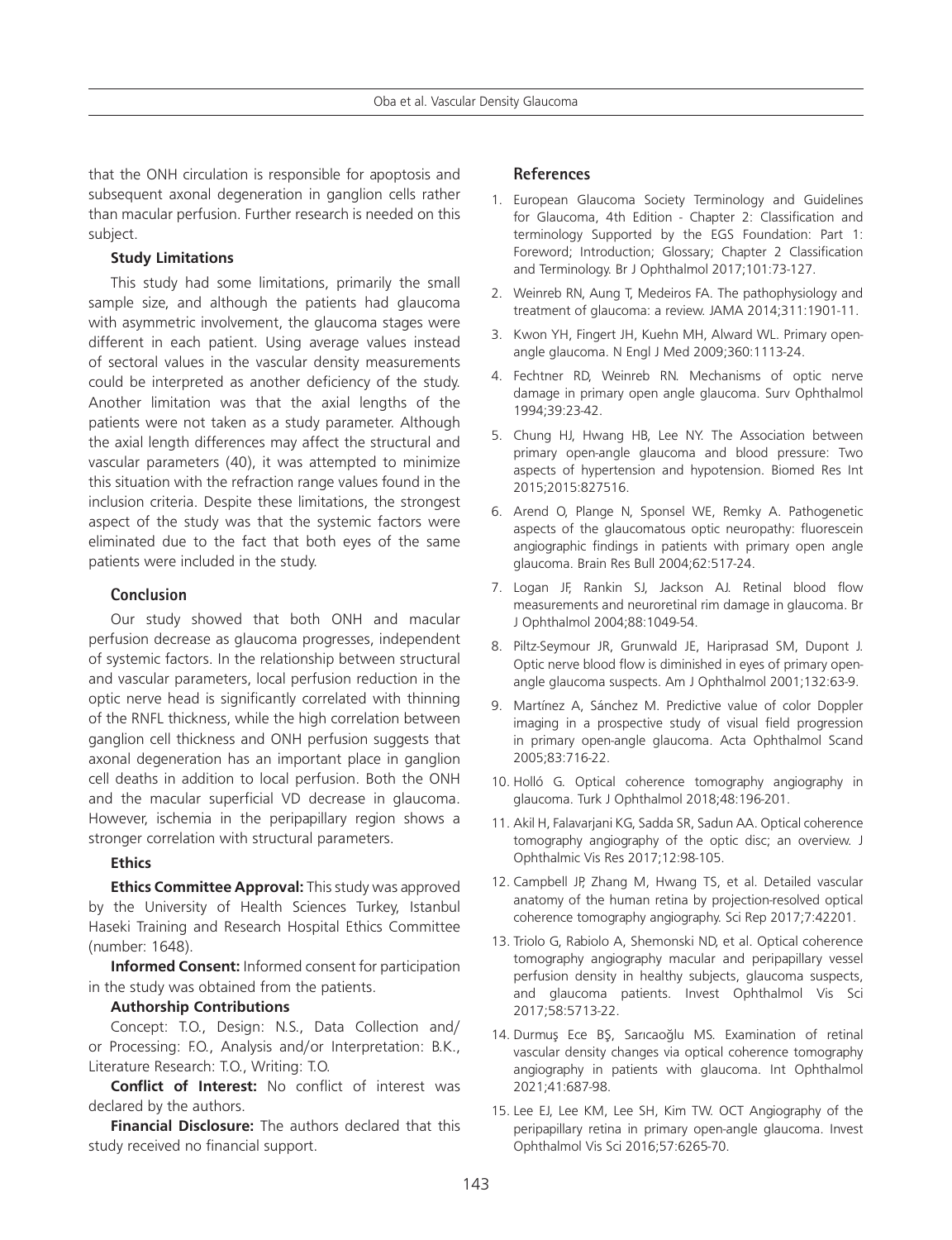that the ONH circulation is responsible for apoptosis and subsequent axonal degeneration in ganglion cells rather than macular perfusion. Further research is needed on this subject.

**Study Limitations**

This study had some limitations, primarily the small sample size, and although the patients had glaucoma with asymmetric involvement, the glaucoma stages were different in each patient. Using average values instead of sectoral values in the vascular density measurements could be interpreted as another deficiency of the study. Another limitation was that the axial lengths of the patients were not taken as a study parameter. Although the axial length differences may affect the structural and vascular parameters (40), it was attempted to minimize this situation with the refraction range values found in the inclusion criteria. Despite these limitations, the strongest aspect of the study was that the systemic factors were eliminated due to the fact that both eyes of the same patients were included in the study.

## Conclusion

Our study showed that both ONH and macular perfusion decrease as glaucoma progresses, independent of systemic factors. In the relationship between structural and vascular parameters, local perfusion reduction in the optic nerve head is significantly correlated with thinning of the RNFL thickness, while the high correlation between ganglion cell thickness and ONH perfusion suggests that axonal degeneration has an important place in ganglion cell deaths in addition to local perfusion. Both the ONH and the macular superficial VD decrease in glaucoma. However, ischemia in the peripapillary region shows a stronger correlation with structural parameters.

**Ethics**

**Ethics Committee Approval:** This study was approved by the University of Health Sciences Turkey, Istanbul Haseki Training and Research Hospital Ethics Committee (number: 1648).

**Informed Consent:** Informed consent for participation in the study was obtained from the patients.

**Authorship Contributions**

Concept: T.O., Design: N.S., Data Collection and/or Processing: F.O., Analysis and/or Interpretation: B.K., Literature Research: T.O., Writing: T.O.

**Conflict of Interest:** No conflict of interest was declared by the authors.

**Financial Disclosure:** The authors declared that this study received no financial support.

## References

1. European Glaucoma Society Terminology and Guidelines for Glaucoma, 4th Edition - Chapter 2: Classification and terminology Supported by the EGS Foundation: Part 1: Foreword; Introduction; Glossary; Chapter 2 Classification and Terminology. Br J Ophthalmol 2017;101:73-127.
2. Weinreb RN, Aung T, Medeiros FA. The pathophysiology and treatment of glaucoma: a review. JAMA 2014;311:1901-11.
3. Kwon YH, Fingert JH, Kuehn MH, Alward WL. Primary open-angle glaucoma. N Engl J Med 2009;360:1113-24.
4. Fechtner RD, Weinreb RN. Mechanisms of optic nerve damage in primary open angle glaucoma. Surv Ophthalmol 1994;39:23-42.
5. Chung HJ, Hwang HB, Lee NY. The Association between primary open-angle glaucoma and blood pressure: Two aspects of hypertension and hypotension. Biomed Res Int 2015;2015:827516.
6. Arend O, Plange N, Sponsel WE, Remky A. Pathogenetic aspects of the glaucomatous optic neuropathy: fluorescein angiographic findings in patients with primary open angle glaucoma. Brain Res Bull 2004;62:517-24.
7. Logan JF, Rankin SJ, Jackson AJ. Retinal blood flow measurements and neuroretinal rim damage in glaucoma. Br J Ophthalmol 2004;88:1049-54.
8. Piltz-Seymour JR, Grunwald JE, Hariprasad SM, Dupont J. Optic nerve blood flow is diminished in eyes of primary open-angle glaucoma suspects. Am J Ophthalmol 2001;132:63-9.
9. Martínez A, Sánchez M. Predictive value of color Doppler imaging in a prospective study of visual field progression in primary open-angle glaucoma. Acta Ophthalmol Scand 2005;83:716-22.
10. Holló G. Optical coherence tomography angiography in glaucoma. Turk J Ophthalmol 2018;48:196-201.
11. Akil H, Falavarjani KG, Sadda SR, Sadun AA. Optical coherence tomography angiography of the optic disc; an overview. J Ophthalmic Vis Res 2017;12:98-105.
12. Campbell JP, Zhang M, Hwang TS, et al. Detailed vascular anatomy of the human retina by projection-resolved optical coherence tomography angiography. Sci Rep 2017;7:42201.
13. Triolo G, Rabiolo A, Shemonski ND, et al. Optical coherence tomography angiography macular and peripapillary vessel perfusion density in healthy subjects, glaucoma suspects, and glaucoma patients. Invest Ophthalmol Vis Sci 2017;58:5713-22.
14. Durmuş Ece BŞ, Sarıcaoğlu MS. Examination of retinal vascular density changes via optical coherence tomography angiography in patients with glaucoma. Int Ophthalmol 2021;41:687-98.
15. Lee EJ, Lee KM, Lee SH, Kim TW. OCT Angiography of the peripapillary retina in primary open-angle glaucoma. Invest Ophthalmol Vis Sci 2016;57:6265-70.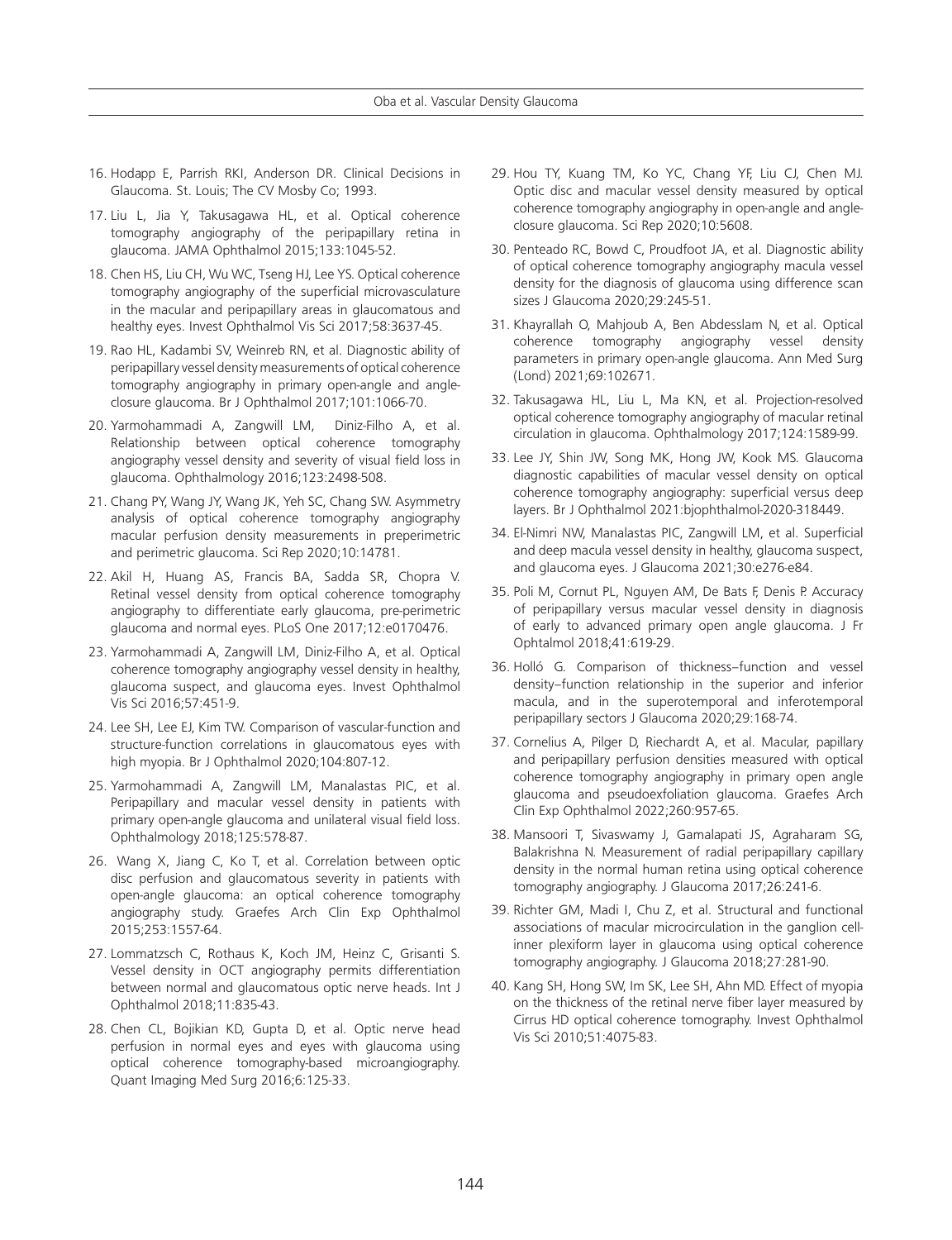16. Hodapp E, Parrish RKI, Anderson DR. Clinical Decisions in Glaucoma. St. Louis; The CV Mosby Co; 1993.
17. Liu L, Jia Y, Takusagawa HL, et al. Optical coherence tomography angiography of the peripapillary retina in glaucoma. JAMA Ophthalmol 2015;133:1045-52.
18. Chen HS, Liu CH, Wu WC, Tseng HJ, Lee YS. Optical coherence tomography angiography of the superficial microvasculature in the macular and peripapillary areas in glaucomatous and healthy eyes. Invest Ophthalmol Vis Sci 2017;58:3637-45.
19. Rao HL, Kadambi SV, Weinreb RN, et al. Diagnostic ability of peripapillary vessel density measurements of optical coherence tomography angiography in primary open-angle and angle-closure glaucoma. Br J Ophthalmol 2017;101:1066-70.
20. Yarmohammadi A, Zangwill LM, Diniz-Filho A, et al. Relationship between optical coherence tomography angiography vessel density and severity of visual field loss in glaucoma. Ophthalmology 2016;123:2498-508.
21. Chang PY, Wang JY, Wang JK, Yeh SC, Chang SW. Asymmetry analysis of optical coherence tomography angiography macular perfusion density measurements in preperimetric and perimetric glaucoma. Sci Rep 2020;10:14781.
22. Akil H, Huang AS, Francis BA, Sadda SR, Chopra V. Retinal vessel density from optical coherence tomography angiography to differentiate early glaucoma, pre-perimetric glaucoma and normal eyes. PLoS One 2017;12:e0170476.
23. Yarmohammadi A, Zangwill LM, Diniz-Filho A, et al. Optical coherence tomography angiography vessel density in healthy, glaucoma suspect, and glaucoma eyes. Invest Ophthalmol Vis Sci 2016;57:451-9.
24. Lee SH, Lee EJ, Kim TW. Comparison of vascular-function and structure-function correlations in glaucomatous eyes with high myopia. Br J Ophthalmol 2020;104:807-12.
25. Yarmohammadi A, Zangwill LM, Manalastas PIC, et al. Peripapillary and macular vessel density in patients with primary open-angle glaucoma and unilateral visual field loss. Ophthalmology 2018;125:578-87.
26. Wang X, Jiang C, Ko T, et al. Correlation between optic disc perfusion and glaucomatous severity in patients with open-angle glaucoma: an optical coherence tomography angiography study. Graefes Arch Clin Exp Ophthalmol 2015;253:1557-64.
27. Lommatzsch C, Rothaus K, Koch JM, Heinz C, Grisanti S. Vessel density in OCT angiography permits differentiation between normal and glaucomatous optic nerve heads. Int J Ophthalmol 2018;11:835-43.
28. Chen CL, Bojikian KD, Gupta D, et al. Optic nerve head perfusion in normal eyes and eyes with glaucoma using optical coherence tomography-based microangiography. Quant Imaging Med Surg 2016;6:125-33.
29. Hou TY, Kuang TM, Ko YC, Chang YF, Liu CJ, Chen MJ. Optic disc and macular vessel density measured by optical coherence tomography angiography in open-angle and angle-closure glaucoma. Sci Rep 2020;10:5608.
30. Penteado RC, Bowd C, Proudfoot JA, et al. Diagnostic ability of optical coherence tomography angiography macula vessel density for the diagnosis of glaucoma using difference scan sizes J Glaucoma 2020;29:245-51.
31. Khayrallah O, Mahjoub A, Ben Abdesslam N, et al. Optical coherence tomography angiography vessel density parameters in primary open-angle glaucoma. Ann Med Surg (Lond) 2021;69:102671.
32. Takusagawa HL, Liu L, Ma KN, et al. Projection-resolved optical coherence tomography angiography of macular retinal circulation in glaucoma. Ophthalmology 2017;124:1589-99.
33. Lee JY, Shin JW, Song MK, Hong JW, Kook MS. Glaucoma diagnostic capabilities of macular vessel density on optical coherence tomography angiography: superficial versus deep layers. Br J Ophthalmol 2021:bjophthalmol-2020-318449.
34. El-Nimri NW, Manalastas PIC, Zangwill LM, et al. Superficial and deep macula vessel density in healthy, glaucoma suspect, and glaucoma eyes. J Glaucoma 2021;30:e276-e84.
35. Poli M, Cornut PL, Nguyen AM, De Bats F, Denis P. Accuracy of peripapillary versus macular vessel density in diagnosis of early to advanced primary open angle glaucoma. J Fr Ophtalmol 2018;41:619-29.
36. Holló G. Comparison of thickness–function and vessel density–function relationship in the superior and inferior macula, and in the superotemporal and inferotemporal peripapillary sectors J Glaucoma 2020;29:168-74.
37. Cornelius A, Pilger D, Riechardt A, et al. Macular, papillary and peripapillary perfusion densities measured with optical coherence tomography angiography in primary open angle glaucoma and pseudoexfoliation glaucoma. Graefes Arch Clin Exp Ophthalmol 2022;260:957-65.
38. Mansoori T, Sivaswamy J, Gamalapati JS, Agraharam SG, Balakrishna N. Measurement of radial peripapillary capillary density in the normal human retina using optical coherence tomography angiography. J Glaucoma 2017;26:241-6.
39. Richter GM, Madi I, Chu Z, et al. Structural and functional associations of macular microcirculation in the ganglion cell-inner plexiform layer in glaucoma using optical coherence tomography angiography. J Glaucoma 2018;27:281-90.
40. Kang SH, Hong SW, Im SK, Lee SH, Ahn MD. Effect of myopia on the thickness of the retinal nerve fiber layer measured by Cirrus HD optical coherence tomography. Invest Ophthalmol Vis Sci 2010;51:4075-83.